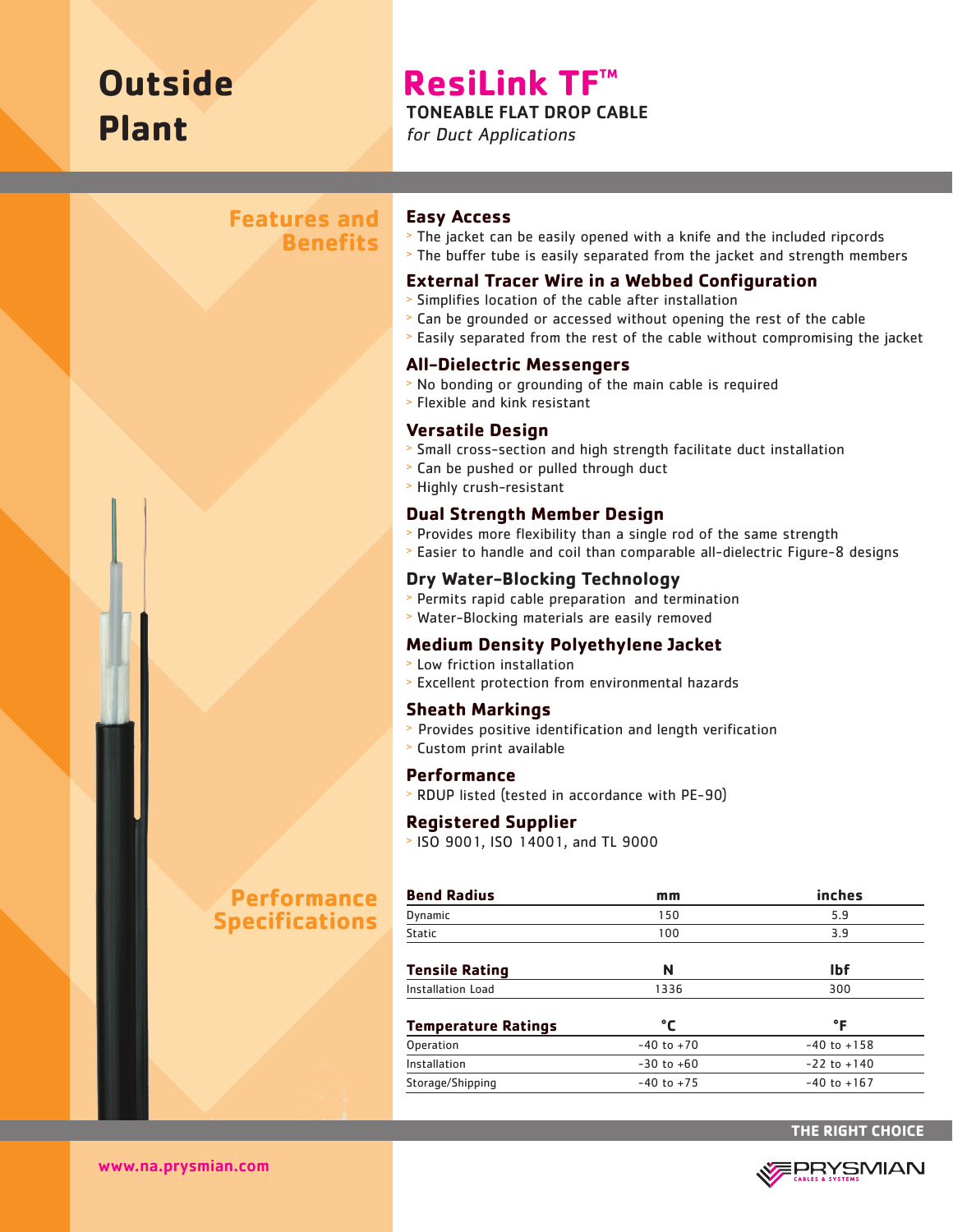# Outside Plant

# ResiLink TF™

**TONEABLE FLAT DROP CABLE**

*for Duct Applications*

## Features and Benefits

### Easy Access

- The jacket can be easily opened with a knife and the included ripcords
- The buffer tube is easily separated from the jacket and strength members

### External Tracer Wire in a Webbed Configuration

- Simplifies location of the cable after installation
- Can be grounded or accessed without opening the rest of the cable
- Easily separated from the rest of the cable without compromising the jacket

### All-Dielectric Messengers

- No bonding or grounding of the main cable is required
- Flexible and kink resistant

### Versatile Design

- Small cross-section and high strength facilitate duct installation
- Can be pushed or pulled through duct
- Highly crush-resistant

### Dual Strength Member Design

- Provides more flexibility than a single rod of the same strength
- Easier to handle and coil than comparable all-dielectric Figure-8 designs

### Dry Water-Blocking Technology

- Permits rapid cable preparation and termination
- Water-Blocking materials are easily removed

### Medium Density Polyethylene Jacket

- Low friction installation
- Excellent protection from environmental hazards

### Sheath Markings

- Provides positive identification and length verification
- Custom print available

### Performance

- RDUP listed (tested in accordance with PE-90)

### Registered Supplier

- ISO 9001, ISO 14001, and TL 9000

## Performance Specifications

| Bend Radius | mm | inches |
|---|---|---|
| Dynamic | 150 | 5.9 |
| Static | 100 | 3.9 |

| Tensile Rating | N | lbf |
|---|---|---|
| Installation Load | 1336 | 300 |

| Temperature Ratings | °C | °F |
|---|---|---|
| Operation | -40 to +70 | -40 to +158 |
| Installation | -30 to +60 | -22 to +140 |
| Storage/Shipping | -40 to +75 | -40 to +167 |

THE RIGHT CHOICE

www.na.prysmian.com

PRYSMIAN CABLES & SYSTEMS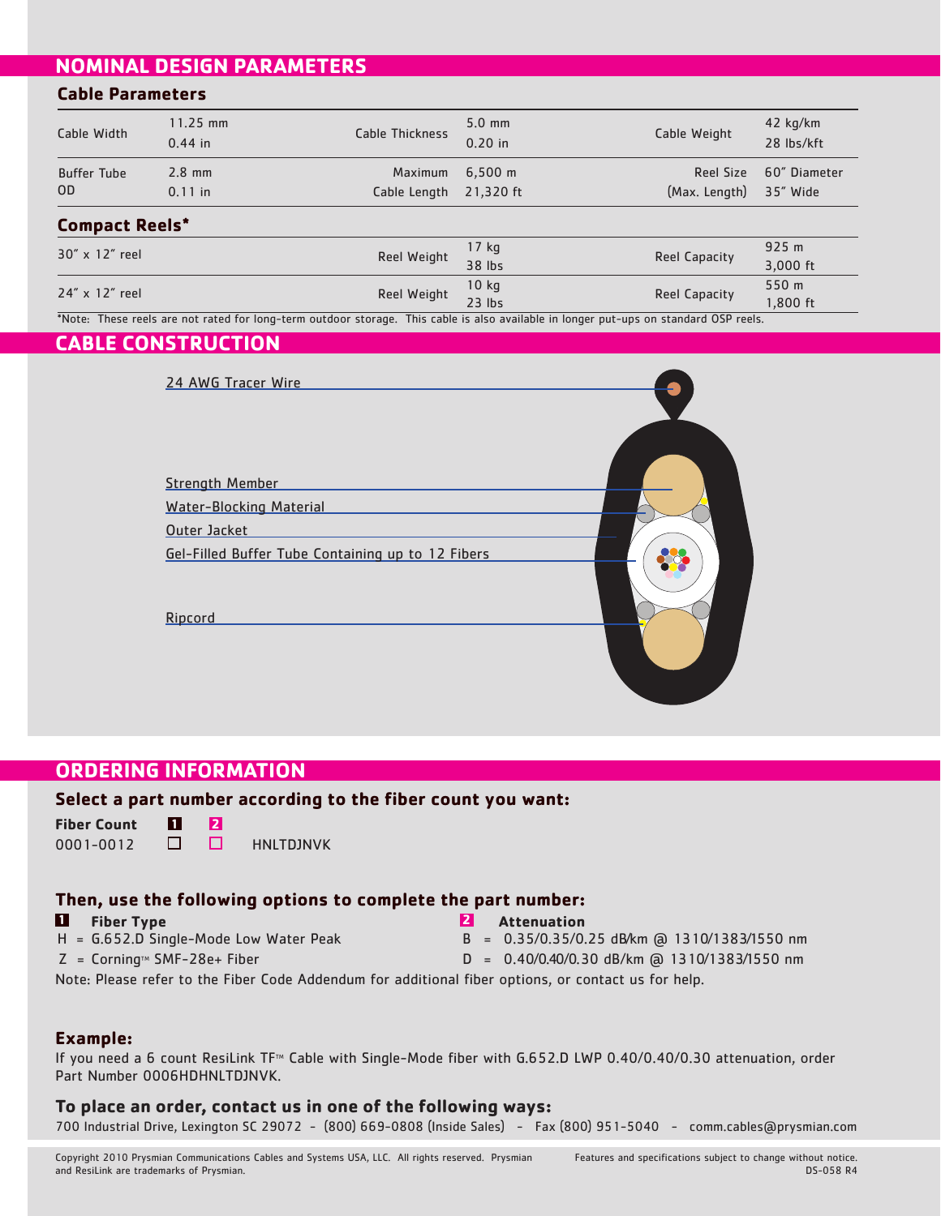## NOMINAL DESIGN PARAMETERS

### Cable Parameters

| | | | | | |
|---|---|---|---|---|---|
| Cable Width | 11.25 mm<br>0.44 in | Cable Thickness | 5.0 mm<br>0.20 in | Cable Weight | 42 kg/km<br>28 lbs/kft |
| Buffer Tube OD | 2.8 mm<br>0.11 in | Maximum Cable Length | 6,500 m<br>21,320 ft | Reel Size (Max. Length) | 60" Diameter<br>35" Wide |

### Compact Reels*

| | | | | |
|---|---|---|---|---|
| 30" x 12" reel | Reel Weight | 17 kg<br>38 lbs | Reel Capacity | 925 m<br>3,000 ft |
| 24" x 12" reel | Reel Weight | 10 kg<br>23 lbs | Reel Capacity | 550 m<br>1,800 ft |

*Note: These reels are not rated for long-term outdoor storage. This cable is also available in longer put-ups on standard OSP reels.

## CABLE CONSTRUCTION

24 AWG Tracer Wire

Strength Member

Water-Blocking Material

Outer Jacket

Gel-Filled Buffer Tube Containing up to 12 Fibers

Ripcord

## ORDERING INFORMATION

**Select a part number according to the fiber count you want:**

| Fiber Count | 1 | 2 | |
|---|---|---|---|
| 0001-0012 | ☐ | ☐ | HNLTDJNVK |

**Then, use the following options to complete the part number:**

**1 Fiber Type**

H = G.652.D Single-Mode Low Water Peak

Z = Corning™ SMF-28e+ Fiber

**2 Attenuation**

B = 0.35/0.35/0.25 dB/km @ 1310/1383/1550 nm

D = 0.40/0.40/0.30 dB/km @ 1310/1383/1550 nm

Note: Please refer to the Fiber Code Addendum for additional fiber options, or contact us for help.

### Example:

If you need a 6 count ResiLink TF™ Cable with Single-Mode fiber with G.652.D LWP 0.40/0.40/0.30 attenuation, order Part Number 0006HDHNLTDJNVK.

### To place an order, contact us in one of the following ways:

700 Industrial Drive, Lexington SC 29072 - (800) 669-0808 (Inside Sales) - Fax (800) 951-5040 - comm.cables@prysmian.com

Copyright 2010 Prysmian Communications Cables and Systems USA, LLC. All rights reserved. Prysmian and ResiLink are trademarks of Prysmian.

Features and specifications subject to change without notice.
DS-058 R4